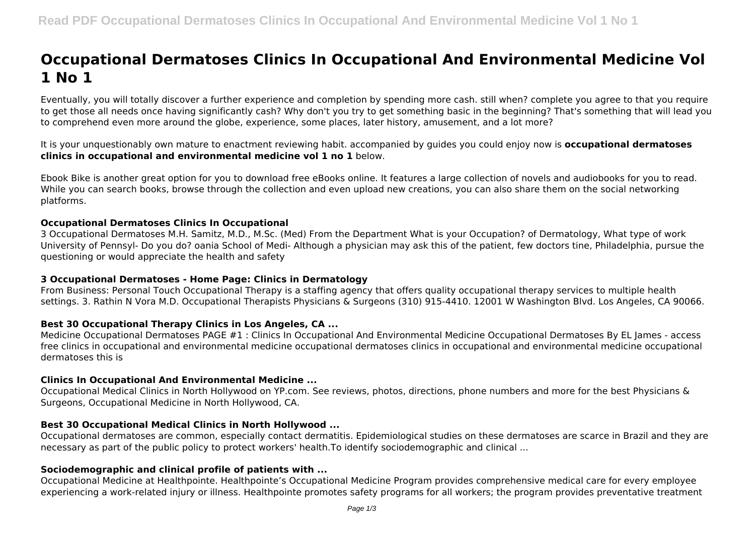# Occupational Dermatoses Clinics In Occupational And Environmental Medicine Vol 1 No 1

Eventually, you will totally discover a further experience and completion by spending more cash. still when? complete you agree to that you require to get those all needs once having significantly cash? Why don't you try to get something basic in the beginning? That's something that will lead you to comprehend even more around the globe, experience, some places, later history, amusement, and a lot more?

It is your unquestionably own mature to enactment reviewing habit. accompanied by guides you could enjoy now is **occupational dermatoses clinics in occupational and environmental medicine vol 1 no 1** below.

Ebook Bike is another great option for you to download free eBooks online. It features a large collection of novels and audiobooks for you to read. While you can search books, browse through the collection and even upload new creations, you can also share them on the social networking platforms.

### Occupational Dermatoses Clinics In Occupational

3 Occupational Dermatoses M.H. Samitz, M.D., M.Sc. (Med) From the Department What is your Occupation? of Dermatology, What type of work University of Pennsyl- Do you do? oania School of Medi- Although a physician may ask this of the patient, few doctors tine, Philadelphia, pursue the questioning or would appreciate the health and safety

### 3 Occupational Dermatoses - Home Page: Clinics in Dermatology

From Business: Personal Touch Occupational Therapy is a staffing agency that offers quality occupational therapy services to multiple health settings. 3. Rathin N Vora M.D. Occupational Therapists Physicians & Surgeons (310) 915-4410. 12001 W Washington Blvd. Los Angeles, CA 90066.

### Best 30 Occupational Therapy Clinics in Los Angeles, CA ...

Medicine Occupational Dermatoses PAGE #1 : Clinics In Occupational And Environmental Medicine Occupational Dermatoses By EL James - access free clinics in occupational and environmental medicine occupational dermatoses clinics in occupational and environmental medicine occupational dermatoses this is

### Clinics In Occupational And Environmental Medicine ...

Occupational Medical Clinics in North Hollywood on YP.com. See reviews, photos, directions, phone numbers and more for the best Physicians & Surgeons, Occupational Medicine in North Hollywood, CA.

### Best 30 Occupational Medical Clinics in North Hollywood ...

Occupational dermatoses are common, especially contact dermatitis. Epidemiological studies on these dermatoses are scarce in Brazil and they are necessary as part of the public policy to protect workers' health.To identify sociodemographic and clinical ...

### Sociodemographic and clinical profile of patients with ...

Occupational Medicine at Healthpointe. Healthpointe's Occupational Medicine Program provides comprehensive medical care for every employee experiencing a work-related injury or illness. Healthpointe promotes safety programs for all workers; the program provides preventative treatment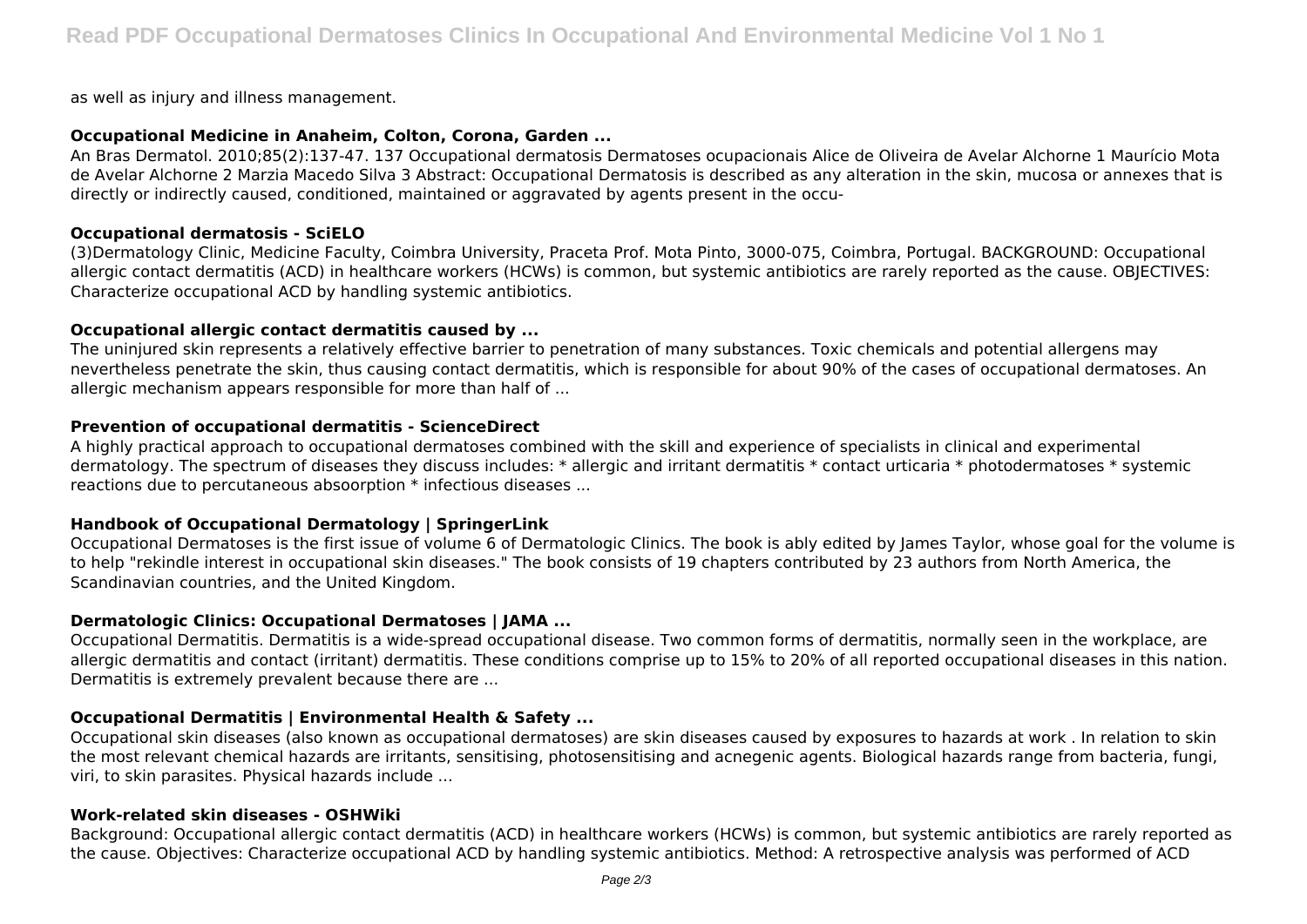as well as injury and illness management.

### Occupational Medicine in Anaheim, Colton, Corona, Garden ...

An Bras Dermatol. 2010;85(2):137-47. 137 Occupational dermatosis Dermatoses ocupacionais Alice de Oliveira de Avelar Alchorne 1 Maurício Mota de Avelar Alchorne 2 Marzia Macedo Silva 3 Abstract: Occupational Dermatosis is described as any alteration in the skin, mucosa or annexes that is directly or indirectly caused, conditioned, maintained or aggravated by agents present in the occu-

### Occupational dermatosis - SciELO

(3)Dermatology Clinic, Medicine Faculty, Coimbra University, Praceta Prof. Mota Pinto, 3000-075, Coimbra, Portugal. BACKGROUND: Occupational allergic contact dermatitis (ACD) in healthcare workers (HCWs) is common, but systemic antibiotics are rarely reported as the cause. OBJECTIVES: Characterize occupational ACD by handling systemic antibiotics.

### Occupational allergic contact dermatitis caused by ...

The uninjured skin represents a relatively effective barrier to penetration of many substances. Toxic chemicals and potential allergens may nevertheless penetrate the skin, thus causing contact dermatitis, which is responsible for about 90% of the cases of occupational dermatoses. An allergic mechanism appears responsible for more than half of ...

### Prevention of occupational dermatitis - ScienceDirect

A highly practical approach to occupational dermatoses combined with the skill and experience of specialists in clinical and experimental dermatology. The spectrum of diseases they discuss includes: * allergic and irritant dermatitis * contact urticaria * photodermatoses * systemic reactions due to percutaneous absoorption * infectious diseases ...

### Handbook of Occupational Dermatology | SpringerLink

Occupational Dermatoses is the first issue of volume 6 of Dermatologic Clinics. The book is ably edited by James Taylor, whose goal for the volume is to help "rekindle interest in occupational skin diseases." The book consists of 19 chapters contributed by 23 authors from North America, the Scandinavian countries, and the United Kingdom.

### Dermatologic Clinics: Occupational Dermatoses | JAMA ...

Occupational Dermatitis. Dermatitis is a wide-spread occupational disease. Two common forms of dermatitis, normally seen in the workplace, are allergic dermatitis and contact (irritant) dermatitis. These conditions comprise up to 15% to 20% of all reported occupational diseases in this nation. Dermatitis is extremely prevalent because there are ...

### Occupational Dermatitis | Environmental Health & Safety ...

Occupational skin diseases (also known as occupational dermatoses) are skin diseases caused by exposures to hazards at work . In relation to skin the most relevant chemical hazards are irritants, sensitising, photosensitising and acnegenic agents. Biological hazards range from bacteria, fungi, viri, to skin parasites. Physical hazards include ...

### Work-related skin diseases - OSHWiki

Background: Occupational allergic contact dermatitis (ACD) in healthcare workers (HCWs) is common, but systemic antibiotics are rarely reported as the cause. Objectives: Characterize occupational ACD by handling systemic antibiotics. Method: A retrospective analysis was performed of ACD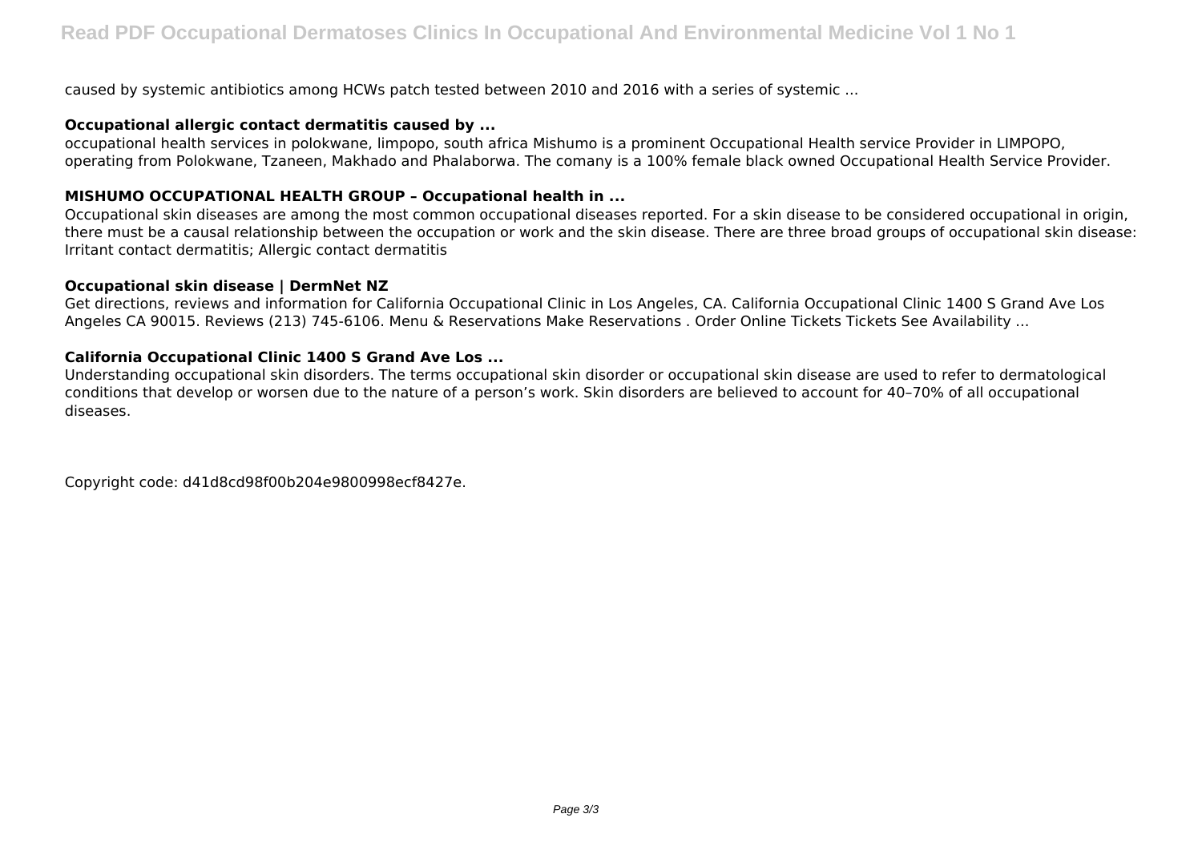caused by systemic antibiotics among HCWs patch tested between 2010 and 2016 with a series of systemic ...

**Occupational allergic contact dermatitis caused by ...**

occupational health services in polokwane, limpopo, south africa Mishumo is a prominent Occupational Health service Provider in LIMPOPO, operating from Polokwane, Tzaneen, Makhado and Phalaborwa. The comany is a 100% female black owned Occupational Health Service Provider.

**MISHUMO OCCUPATIONAL HEALTH GROUP – Occupational health in ...**

Occupational skin diseases are among the most common occupational diseases reported. For a skin disease to be considered occupational in origin, there must be a causal relationship between the occupation or work and the skin disease. There are three broad groups of occupational skin disease: Irritant contact dermatitis; Allergic contact dermatitis

**Occupational skin disease | DermNet NZ**

Get directions, reviews and information for California Occupational Clinic in Los Angeles, CA. California Occupational Clinic 1400 S Grand Ave Los Angeles CA 90015. Reviews (213) 745-6106. Menu & Reservations Make Reservations . Order Online Tickets Tickets See Availability ...

**California Occupational Clinic 1400 S Grand Ave Los ...**

Understanding occupational skin disorders. The terms occupational skin disorder or occupational skin disease are used to refer to dermatological conditions that develop or worsen due to the nature of a person's work. Skin disorders are believed to account for 40–70% of all occupational diseases.

Copyright code: d41d8cd98f00b204e9800998ecf8427e.